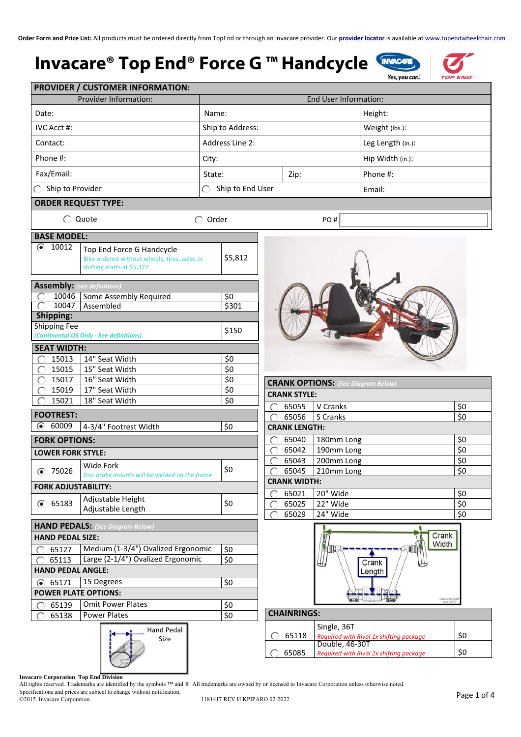**Order Form and Price List:** All products must be ordered directly from TopEnd or through an Invacare provider. Our provider locator is available at www.topendwheelchair.com

# Invacare® Top End® Force G ™ Handcycle

## PROVIDER / CUSTOMER INFORMATION:

| Provider Information: | End User Information: | | |
|---|---|---|---|
| Date: | Name: | | Height: |
| IVC Acct #: | Ship to Address: | | Weight (lbs.): |
| Contact: | Address Line 2: | | Leg Length (in.): |
| Phone #: | City: | | Hip Width (in.): |
| Fax/Email: | State: | Zip: | Phone #: |
| ◯ Ship to Provider | ◯ Ship to End User | | Email: |

## ORDER REQUEST TYPE:

◯ Quote ◯ Order PO #

## BASE MODEL:

| | Code | Description | Price |
|---|---|---|---|
| ◉ | 10012 | Top End Force G Handcycle *Bike ordered without wheels, tires, axles or shifting starts at $5,322* | $5,812 |

## Assembly: *(see definitions)*

| | Code | Description | Price |
|---|---|---|---|
| ◯ | 10046 | Some Assembly Required | $0 |
| ◯ | 10047 | Assembled | $301 |

## Shipping:

| Description | Price |
|---|---|
| Shipping Fee *(Continental US Only - See definitions)* | $150 |

## SEAT WIDTH:

| | Code | Description | Price |
|---|---|---|---|
| ◯ | 15013 | 14" Seat Width | $0 |
| ◯ | 15015 | 15" Seat Width | $0 |
| ◯ | 15017 | 16" Seat Width | $0 |
| ◯ | 15019 | 17" Seat Width | $0 |
| ◯ | 15021 | 18" Seat Width | $0 |

## FOOTREST:

| | Code | Description | Price |
|---|---|---|---|
| ◉ | 60009 | 4-3/4" Footrest Width | $0 |

## FORK OPTIONS:

### LOWER FORK STYLE:

| | Code | Description | Price |
|---|---|---|---|
| ◉ | 75026 | Wide Fork *Disc brake mounts will be welded on the frame* | $0 |

### FORK ADJUSTABILITY:

| | Code | Description | Price |
|---|---|---|---|
| ◉ | 65183 | Adjustable Height Adjustable Length | $0 |

## HAND PEDALS: *(See Diagram Below)*

### HAND PEDAL SIZE:

| | Code | Description | Price |
|---|---|---|---|
| ◯ | 65127 | Medium (1-3/4") Ovalized Ergonomic | $0 |
| ◯ | 65113 | Large (2-1/4") Ovalized Ergonomic | $0 |

### HAND PEDAL ANGLE:

| | Code | Description | Price |
|---|---|---|---|
| ◉ | 65171 | 15 Degrees | $0 |

### POWER PLATE OPTIONS:

| | Code | Description | Price |
|---|---|---|---|
| ◯ | 65139 | Omit Power Plates | $0 |
| ◯ | 65138 | Power Plates | $0 |

Hand Pedal Size

## CRANK OPTIONS: *(See Diagram Below)*

### CRANK STYLE:

| | Code | Description | Price |
|---|---|---|---|
| ◯ | 65055 | V Cranks | $0 |
| ◯ | 65056 | S Cranks | $0 |

### CRANK LENGTH:

| | Code | Description | Price |
|---|---|---|---|
| ◯ | 65040 | 180mm Long | $0 |
| ◯ | 65042 | 190mm Long | $0 |
| ◯ | 65043 | 200mm Long | $0 |
| ◯ | 65045 | 210mm Long | $0 |

### CRANK WIDTH:

| | Code | Description | Price |
|---|---|---|---|
| ◯ | 65021 | 20" Wide | $0 |
| ◯ | 65025 | 22" Wide | $0 |
| ◯ | 65029 | 24" Wide | $0 |

Crank Width

Crank Length

## CHAINRINGS:

| | Code | Description | Price |
|---|---|---|---|
| ◯ | 65118 | Single, 36T *Required with Rival 1x shifting package* | $0 |
| ◯ | 65085 | Double, 46-30T *Required with Rival 2x shifting package* | $0 |

**Invacare Corporation Top End Division**
All rights reserved. Trademarks are identified by the symbols ™ and ®. All trademarks are owned by or licensed to Invacare Corporation unless otherwise noted.
Specifications and prices are subject to change without notification.
©2015 Invacare Corporation 1181417 REV H KPIPARO 02-2022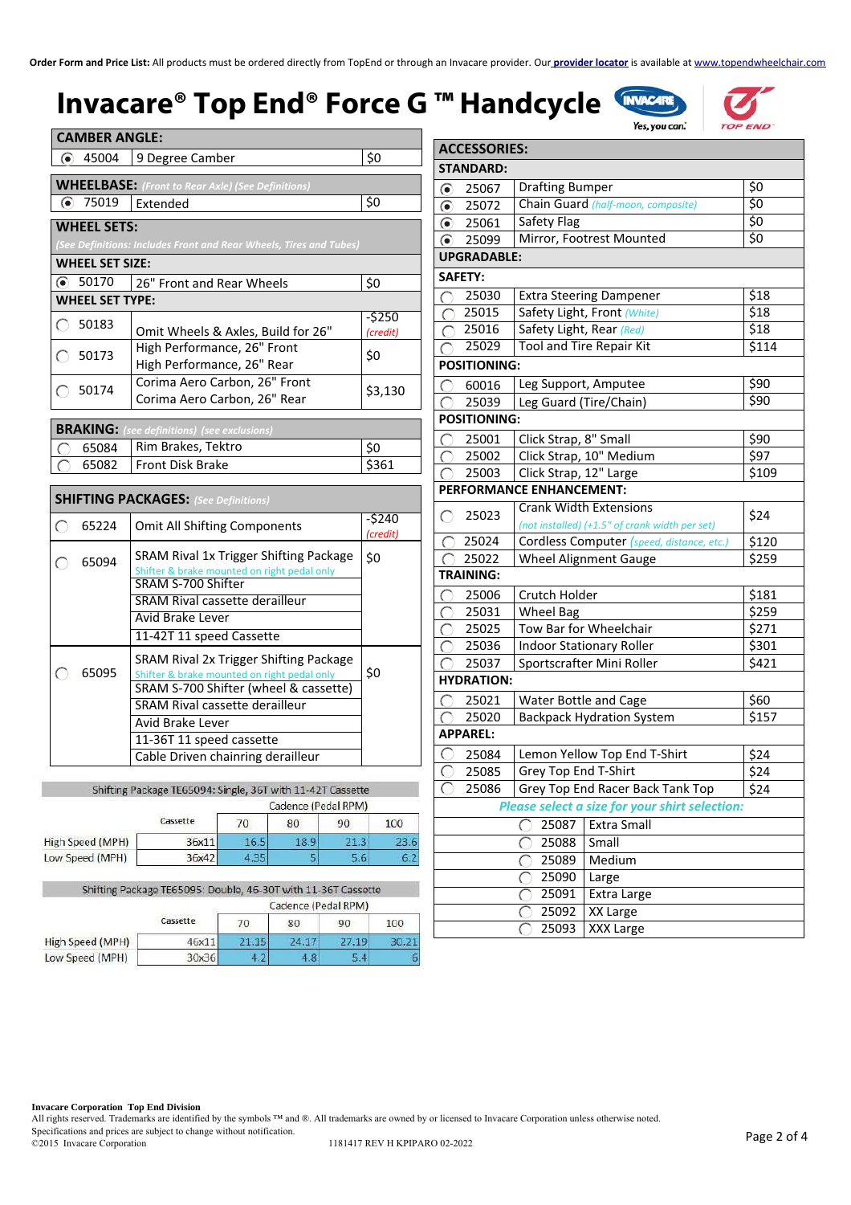**Order Form and Price List:** All products must be ordered directly from TopEnd or through an Invacare provider. Our provider locator is available at www.topendwheelchair.com

# Invacare® Top End® Force G ™ Handcycle

## CAMBER ANGLE:

| Select | Part # | Description | Price |
|---|---|---|---|
| ◉ | 45004 | 9 Degree Camber | $0 |

## WHEELBASE: *(Front to Rear Axle) (See Definitions)*

| Select | Part # | Description | Price |
|---|---|---|---|
| ◉ | 75019 | Extended | $0 |

## WHEEL SETS:

*(See Definitions: Includes Front and Rear Wheels, Tires and Tubes)*

**WHEEL SET SIZE:**

| Select | Part # | Description | Price |
|---|---|---|---|
| ◉ | 50170 | 26" Front and Rear Wheels | $0 |

**WHEEL SET TYPE:**

| Select | Part # | Description | Price |
|---|---|---|---|
| ○ | 50183 | Omit Wheels & Axles, Build for 26" | -$250 *(credit)* |
| ○ | 50173 | High Performance, 26" Front<br>High Performance, 26" Rear | $0 |
| ○ | 50174 | Corima Aero Carbon, 26" Front<br>Corima Aero Carbon, 26" Rear | $3,130 |

## BRAKING: *(see definitions) (see exclusions)*

| Select | Part # | Description | Price |
|---|---|---|---|
| ○ | 65084 | Rim Brakes, Tektro | $0 |
| ○ | 65082 | Front Disk Brake | $361 |

## SHIFTING PACKAGES: *(See Definitions)*

| Select | Part # | Description | Price |
|---|---|---|---|
| ○ | 65224 | Omit All Shifting Components | -$240 *(credit)* |
| ○ | 65094 | SRAM Rival 1x Trigger Shifting Package<br>*Shifter & brake mounted on right pedal only*<br>SRAM S-700 Shifter<br>SRAM Rival cassette derailleur<br>Avid Brake Lever<br>11-42T 11 speed Cassette | $0 |
| ○ | 65095 | SRAM Rival 2x Trigger Shifting Package<br>*Shifter & brake mounted on right pedal only*<br>SRAM S-700 Shifter (wheel & cassette)<br>SRAM Rival cassette derailleur<br>Avid Brake Lever<br>11-36T 11 speed cassette<br>Cable Driven chainring derailleur | $0 |

**Shifting Package TE65094: Single, 36T with 11-42T Cassette**

| | Cassette | Cadence (Pedal RPM) 70 | 80 | 90 | 100 |
|---|---|---|---|---|---|
| High Speed (MPH) | 36x11 | 16.5 | 18.9 | 21.3 | 23.6 |
| Low Speed (MPH) | 36x42 | 4.35 | 5 | 5.6 | 6.2 |

**Shifting Package TE65095: Double, 46-30T with 11-36T Cassette**

| | Cassette | Cadence (Pedal RPM) 70 | 80 | 90 | 100 |
|---|---|---|---|---|---|
| High Speed (MPH) | 46x11 | 21.15 | 24.17 | 27.19 | 30.21 |
| Low Speed (MPH) | 30x36 | 4.2 | 4.8 | 5.4 | 6 |

## ACCESSORIES:

**STANDARD:**

| Select | Part # | Description | Price |
|---|---|---|---|
| ◉ | 25067 | Drafting Bumper | $0 |
| ◉ | 25072 | Chain Guard *(half-moon, composite)* | $0 |
| ◉ | 25061 | Safety Flag | $0 |
| ◉ | 25099 | Mirror, Footrest Mounted | $0 |

**UPGRADABLE:**

**SAFETY:**

| Select | Part # | Description | Price |
|---|---|---|---|
| ○ | 25030 | Extra Steering Dampener | $18 |
| ○ | 25015 | Safety Light, Front *(White)* | $18 |
| ○ | 25016 | Safety Light, Rear *(Red)* | $18 |
| ○ | 25029 | Tool and Tire Repair Kit | $114 |

**POSITIONING:**

| Select | Part # | Description | Price |
|---|---|---|---|
| ○ | 60016 | Leg Support, Amputee | $90 |
| ○ | 25039 | Leg Guard (Tire/Chain) | $90 |

**POSITIONING:**

| Select | Part # | Description | Price |
|---|---|---|---|
| ○ | 25001 | Click Strap, 8" Small | $90 |
| ○ | 25002 | Click Strap, 10" Medium | $97 |
| ○ | 25003 | Click Strap, 12" Large | $109 |

**PERFORMANCE ENHANCEMENT:**

| Select | Part # | Description | Price |
|---|---|---|---|
| ○ | 25023 | Crank Width Extensions<br>*(not installed) (+1.5" of crank width per set)* | $24 |
| ○ | 25024 | Cordless Computer *(speed, distance, etc.)* | $120 |
| ○ | 25022 | Wheel Alignment Gauge | $259 |

**TRAINING:**

| Select | Part # | Description | Price |
|---|---|---|---|
| ○ | 25006 | Crutch Holder | $181 |
| ○ | 25031 | Wheel Bag | $259 |
| ○ | 25025 | Tow Bar for Wheelchair | $271 |
| ○ | 25036 | Indoor Stationary Roller | $301 |
| ○ | 25037 | Sportscrafter Mini Roller | $421 |

**HYDRATION:**

| Select | Part # | Description | Price |
|---|---|---|---|
| ○ | 25021 | Water Bottle and Cage | $60 |
| ○ | 25020 | Backpack Hydration System | $157 |

**APPAREL:**

| Select | Part # | Description | Price |
|---|---|---|---|
| ○ | 25084 | Lemon Yellow Top End T-Shirt | $24 |
| ○ | 25085 | Grey Top End T-Shirt | $24 |
| ○ | 25086 | Grey Top End Racer Back Tank Top | $24 |

*Please select a size for your shirt selection:*

| Select | Part # | Size |
|---|---|---|
| ○ | 25087 | Extra Small |
| ○ | 25088 | Small |
| ○ | 25089 | Medium |
| ○ | 25090 | Large |
| ○ | 25091 | Extra Large |
| ○ | 25092 | XX Large |
| ○ | 25093 | XXX Large |

**Invacare Corporation Top End Division**
All rights reserved. Trademarks are identified by the symbols ™ and ®. All trademarks are owned by or licensed to Invacare Corporation unless otherwise noted.
Specifications and prices are subject to change without notification.
©2015 Invacare Corporation 1181417 REV H KPIPARO 02-2022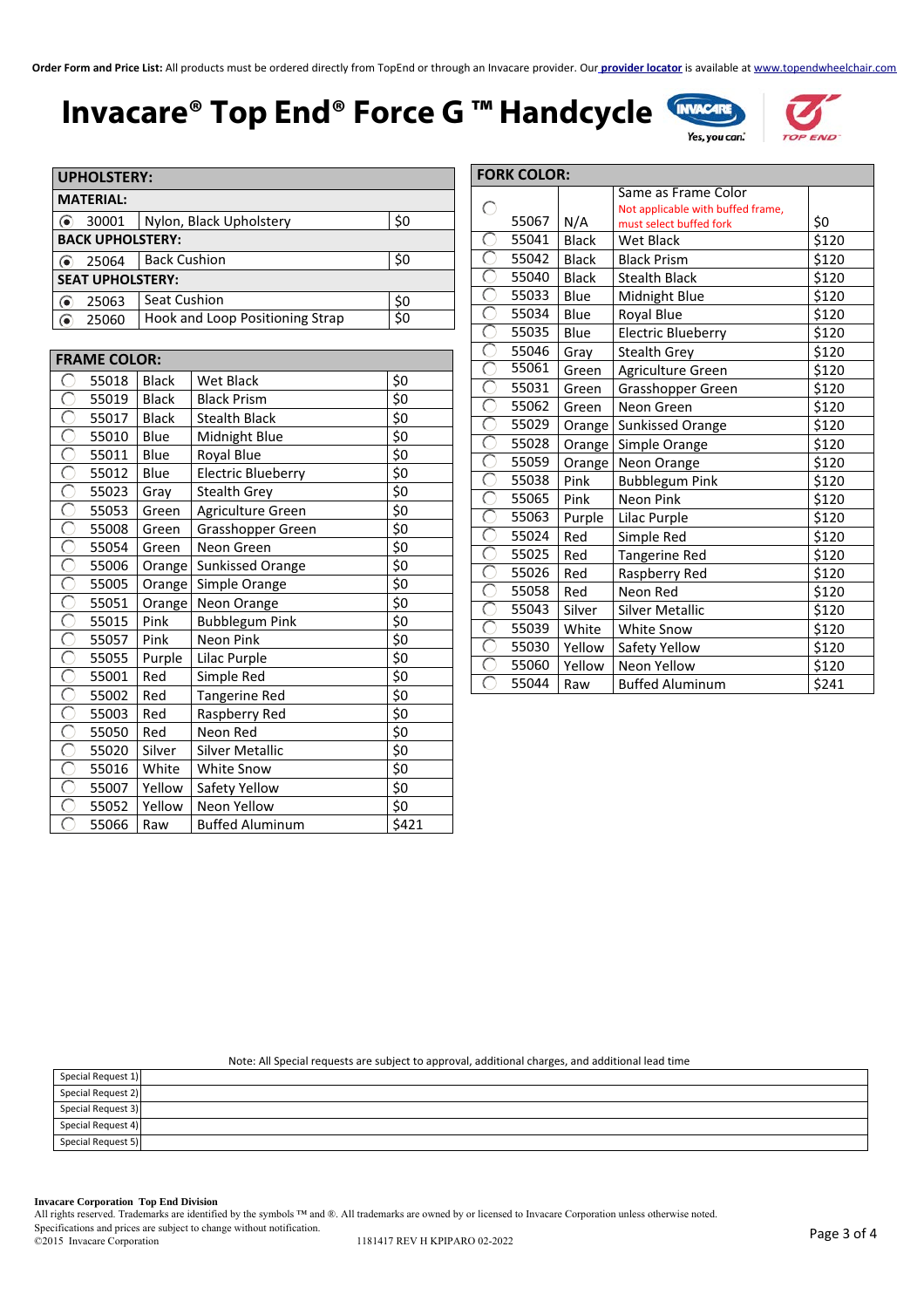**Order Form and Price List:** All products must be ordered directly from TopEnd or through an Invacare provider. Our provider locator is available at www.topendwheelchair.com

# Invacare® Top End® Force G ™ Handcycle

| UPHOLSTERY: | | | |
|---|---|---|---|
| **MATERIAL:** | | | |
| ◉ | 30001 | Nylon, Black Upholstery | $0 |
| **BACK UPHOLSTERY:** | | | |
| ◉ | 25064 | Back Cushion | $0 |
| **SEAT UPHOLSTERY:** | | | |
| ◉ | 25063 | Seat Cushion | $0 |
| ◉ | 25060 | Hook and Loop Positioning Strap | $0 |

| FRAME COLOR: | | | | |
|---|---|---|---|---|
| ○ | 55018 | Black | Wet Black | $0 |
| ○ | 55019 | Black | Black Prism | $0 |
| ○ | 55017 | Black | Stealth Black | $0 |
| ○ | 55010 | Blue | Midnight Blue | $0 |
| ○ | 55011 | Blue | Royal Blue | $0 |
| ○ | 55012 | Blue | Electric Blueberry | $0 |
| ○ | 55023 | Gray | Stealth Grey | $0 |
| ○ | 55053 | Green | Agriculture Green | $0 |
| ○ | 55008 | Green | Grasshopper Green | $0 |
| ○ | 55054 | Green | Neon Green | $0 |
| ○ | 55006 | Orange | Sunkissed Orange | $0 |
| ○ | 55005 | Orange | Simple Orange | $0 |
| ○ | 55051 | Orange | Neon Orange | $0 |
| ○ | 55015 | Pink | Bubblegum Pink | $0 |
| ○ | 55057 | Pink | Neon Pink | $0 |
| ○ | 55055 | Purple | Lilac Purple | $0 |
| ○ | 55001 | Red | Simple Red | $0 |
| ○ | 55002 | Red | Tangerine Red | $0 |
| ○ | 55003 | Red | Raspberry Red | $0 |
| ○ | 55050 | Red | Neon Red | $0 |
| ○ | 55020 | Silver | Silver Metallic | $0 |
| ○ | 55016 | White | White Snow | $0 |
| ○ | 55007 | Yellow | Safety Yellow | $0 |
| ○ | 55052 | Yellow | Neon Yellow | $0 |
| ○ | 55066 | Raw | Buffed Aluminum | $421 |

| FORK COLOR: | | | | |
|---|---|---|---|---|
| ○ | 55067 | N/A | Same as Frame Color<br>Not applicable with buffed frame, must select buffed fork | $0 |
| ○ | 55041 | Black | Wet Black | $120 |
| ○ | 55042 | Black | Black Prism | $120 |
| ○ | 55040 | Black | Stealth Black | $120 |
| ○ | 55033 | Blue | Midnight Blue | $120 |
| ○ | 55034 | Blue | Royal Blue | $120 |
| ○ | 55035 | Blue | Electric Blueberry | $120 |
| ○ | 55046 | Gray | Stealth Grey | $120 |
| ○ | 55061 | Green | Agriculture Green | $120 |
| ○ | 55031 | Green | Grasshopper Green | $120 |
| ○ | 55062 | Green | Neon Green | $120 |
| ○ | 55029 | Orange | Sunkissed Orange | $120 |
| ○ | 55028 | Orange | Simple Orange | $120 |
| ○ | 55059 | Orange | Neon Orange | $120 |
| ○ | 55038 | Pink | Bubblegum Pink | $120 |
| ○ | 55065 | Pink | Neon Pink | $120 |
| ○ | 55063 | Purple | Lilac Purple | $120 |
| ○ | 55024 | Red | Simple Red | $120 |
| ○ | 55025 | Red | Tangerine Red | $120 |
| ○ | 55026 | Red | Raspberry Red | $120 |
| ○ | 55058 | Red | Neon Red | $120 |
| ○ | 55043 | Silver | Silver Metallic | $120 |
| ○ | 55039 | White | White Snow | $120 |
| ○ | 55030 | Yellow | Safety Yellow | $120 |
| ○ | 55060 | Yellow | Neon Yellow | $120 |
| ○ | 55044 | Raw | Buffed Aluminum | $241 |

Note: All Special requests are subject to approval, additional charges, and additional lead time

| | |
|---|---|
| Special Request 1) | |
| Special Request 2) | |
| Special Request 3) | |
| Special Request 4) | |
| Special Request 5) | |

**Invacare Corporation Top End Division**
All rights reserved. Trademarks are identified by the symbols ™ and ®. All trademarks are owned by or licensed to Invacare Corporation unless otherwise noted.
Specifications and prices are subject to change without notification.
©2015 Invacare Corporation 1181417 REV H KPIPARO 02-2022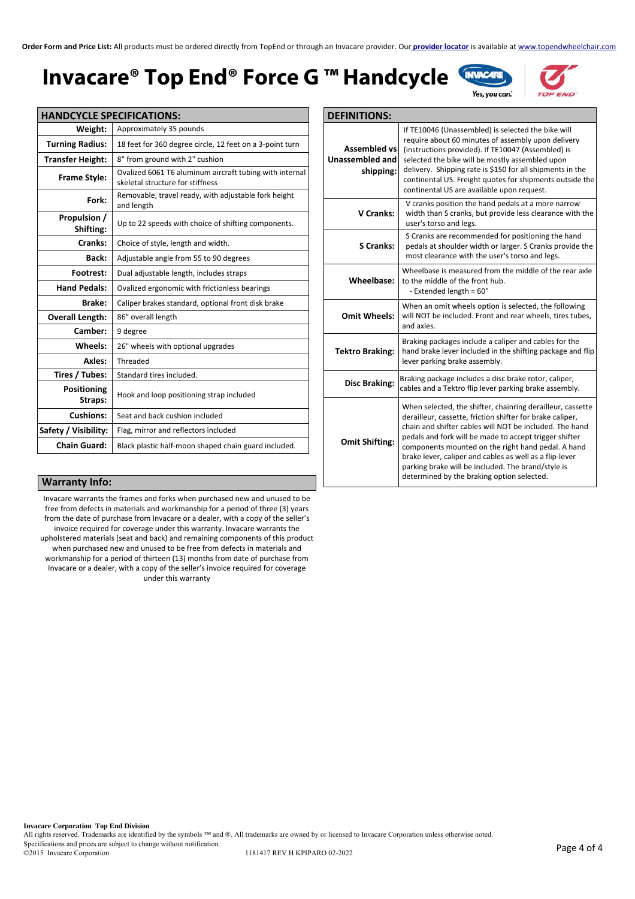**Order Form and Price List:** All products must be ordered directly from TopEnd or through an Invacare provider. Our **provider locator** is available at www.topendwheelchair.com

# Invacare® Top End® Force G ™ Handcycle

## HANDCYCLE SPECIFICATIONS:

| | |
|---|---|
| **Weight:** | Approximately 35 pounds |
| **Turning Radius:** | 18 feet for 360 degree circle, 12 feet on a 3-point turn |
| **Transfer Height:** | 8" from ground with 2" cushion |
| **Frame Style:** | Ovalized 6061 T6 aluminum aircraft tubing with internal skeletal structure for stiffness |
| **Fork:** | Removable, travel ready, with adjustable fork height and length |
| **Propulsion / Shifting:** | Up to 22 speeds with choice of shifting components. |
| **Cranks:** | Choice of style, length and width. |
| **Back:** | Adjustable angle from 55 to 90 degrees |
| **Footrest:** | Dual adjustable length, includes straps |
| **Hand Pedals:** | Ovalized ergonomic with frictionless bearings |
| **Brake:** | Caliper brakes standard, optional front disk brake |
| **Overall Length:** | 86" overall length |
| **Camber:** | 9 degree |
| **Wheels:** | 26" wheels with optional upgrades |
| **Axles:** | Threaded |
| **Tires / Tubes:** | Standard tires included. |
| **Positioning Straps:** | Hook and loop positioning strap included |
| **Cushions:** | Seat and back cushion included |
| **Safety / Visibility:** | Flag, mirror and reflectors included |
| **Chain Guard:** | Black plastic half-moon shaped chain guard included. |

## Warranty Info:

Invacare warrants the frames and forks when purchased new and unused to be free from defects in materials and workmanship for a period of three (3) years from the date of purchase from Invacare or a dealer, with a copy of the seller's invoice required for coverage under this warranty. Invacare warrants the upholstered materials (seat and back) and remaining components of this product when purchased new and unused to be free from defects in materials and workmanship for a period of thirteen (13) months from date of purchase from Invacare or a dealer, with a copy of the seller's invoice required for coverage under this warranty

## DEFINITIONS:

| | |
|---|---|
| **Assembled vs Unassembled and shipping:** | If TE10046 (Unassembled) is selected the bike will require about 60 minutes of assembly upon delivery (instructions provided). If TE10047 (Assembled) is selected the bike will be mostly assembled upon delivery. Shipping rate is $150 for all shipments in the continental US. Freight quotes for shipments outside the continental US are available upon request. |
| **V Cranks:** | V cranks position the hand pedals at a more narrow width than S cranks, but provide less clearance with the user's torso and legs. |
| **S Cranks:** | S Cranks are recommended for positioning the hand pedals at shoulder width or larger. S Cranks provide the most clearance with the user's torso and legs. |
| **Wheelbase:** | Wheelbase is measured from the middle of the rear axle to the middle of the front hub.<br>- Extended length = 60" |
| **Omit Wheels:** | When an omit wheels option is selected, the following will NOT be included. Front and rear wheels, tires tubes, and axles. |
| **Tektro Braking:** | Braking packages include a caliper and cables for the hand brake lever included in the shifting package and flip lever parking brake assembly. |
| **Disc Braking:** | Braking package includes a disc brake rotor, caliper, cables and a Tektro flip lever parking brake assembly. |
| **Omit Shifting:** | When selected, the shifter, chainring derailleur, cassette derailleur, cassette, friction shifter for brake caliper, chain and shifter cables will NOT be included. The hand pedals and fork will be made to accept trigger shifter components mounted on the right hand pedal. A hand brake lever, caliper and cables as well as a flip-lever parking brake will be included. The brand/style is determined by the braking option selected. |

**Invacare Corporation Top End Division**
All rights reserved. Trademarks are identified by the symbols ™ and ®. All trademarks are owned by or licensed to Invacare Corporation unless otherwise noted.
Specifications and prices are subject to change without notification.
©2015 Invacare Corporation 1181417 REV H KPIPARO 02-2022